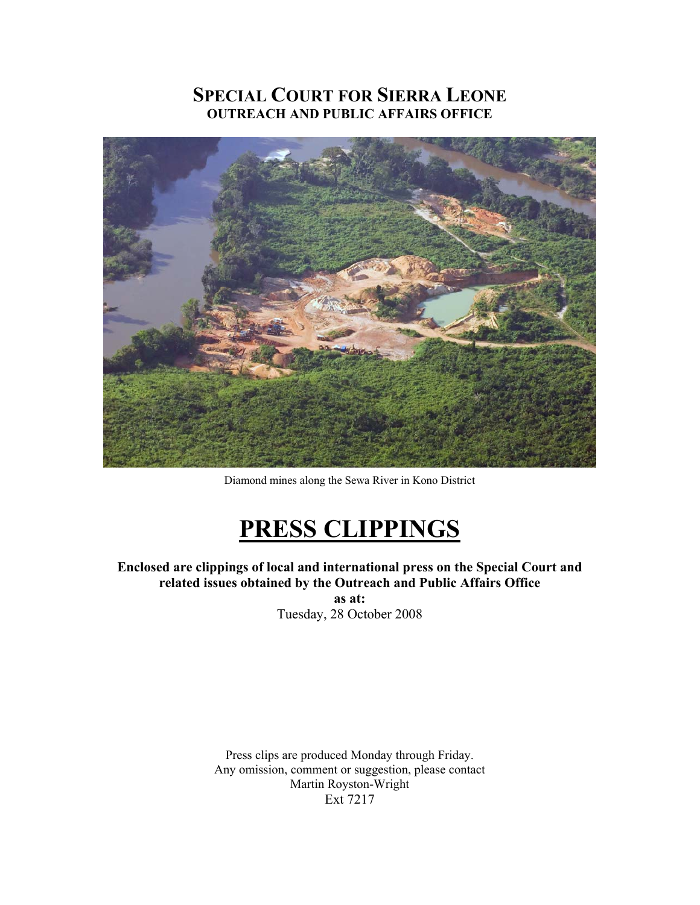# SPECIAL COURT FOR SIERRA LEONE
## OUTREACH AND PUBLIC AFFAIRS OFFICE

Diamond mines along the Sewa River in Kono District

# PRESS CLIPPINGS

**Enclosed are clippings of local and international press on the Special Court and related issues obtained by the Outreach and Public Affairs Office**
**as at:**
Tuesday, 28 October 2008

Press clips are produced Monday through Friday.
Any omission, comment or suggestion, please contact
Martin Royston-Wright
Ext 7217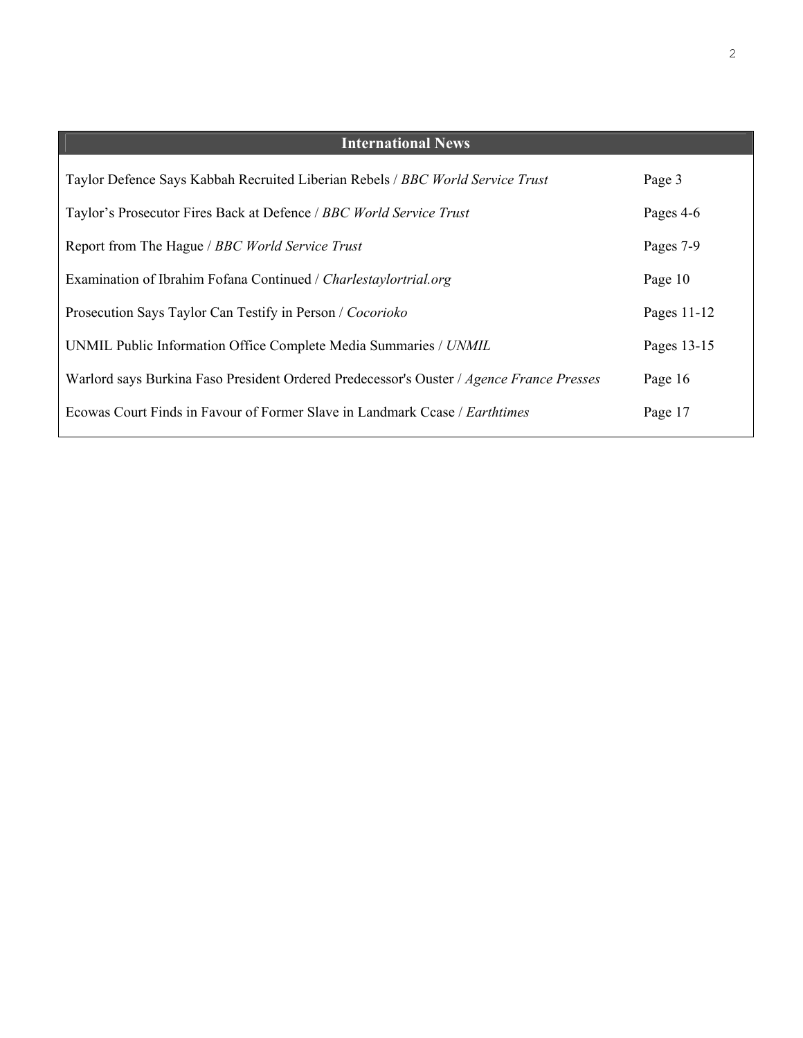## International News

| | |
|---|---|
| Taylor Defence Says Kabbah Recruited Liberian Rebels / *BBC World Service Trust* | Page 3 |
| Taylor's Prosecutor Fires Back at Defence / *BBC World Service Trust* | Pages 4-6 |
| Report from The Hague / *BBC World Service Trust* | Pages 7-9 |
| Examination of Ibrahim Fofana Continued / *Charlestaylortrial.org* | Page 10 |
| Prosecution Says Taylor Can Testify in Person / *Cocorioko* | Pages 11-12 |
| UNMIL Public Information Office Complete Media Summaries / *UNMIL* | Pages 13-15 |
| Warlord says Burkina Faso President Ordered Predecessor's Ouster / *Agence France Presses* | Page 16 |
| Ecowas Court Finds in Favour of Former Slave in Landmark Ccase / *Earthtimes* | Page 17 |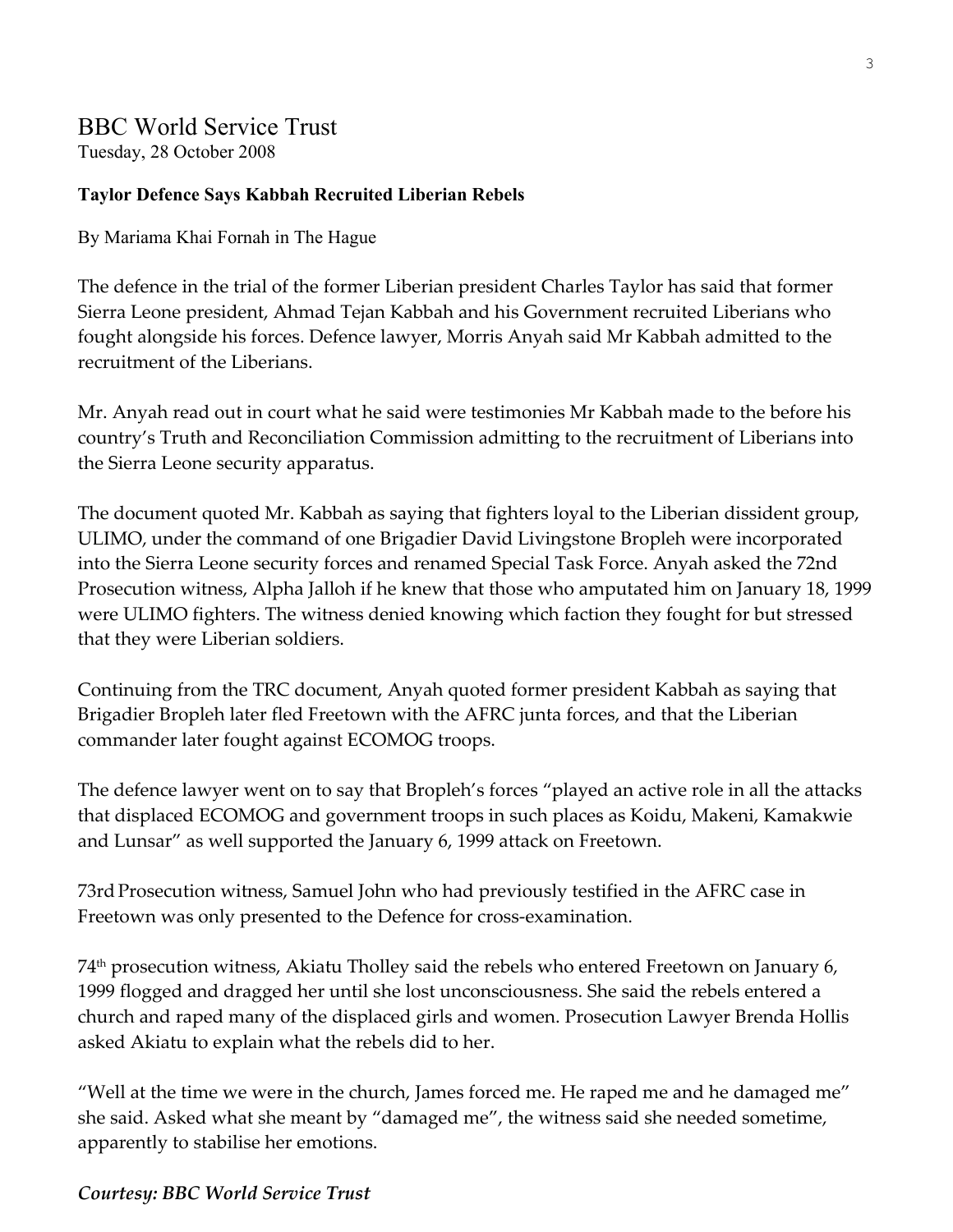# BBC World Service Trust

Tuesday, 28 October 2008

**Taylor Defence Says Kabbah Recruited Liberian Rebels**

By Mariama Khai Fornah in The Hague

The defence in the trial of the former Liberian president Charles Taylor has said that former Sierra Leone president, Ahmad Tejan Kabbah and his Government recruited Liberians who fought alongside his forces. Defence lawyer, Morris Anyah said Mr Kabbah admitted to the recruitment of the Liberians.

Mr. Anyah read out in court what he said were testimonies Mr Kabbah made to the before his country's Truth and Reconciliation Commission admitting to the recruitment of Liberians into the Sierra Leone security apparatus.

The document quoted Mr. Kabbah as saying that fighters loyal to the Liberian dissident group, ULIMO, under the command of one Brigadier David Livingstone Bropleh were incorporated into the Sierra Leone security forces and renamed Special Task Force. Anyah asked the 72nd Prosecution witness, Alpha Jalloh if he knew that those who amputated him on January 18, 1999 were ULIMO fighters. The witness denied knowing which faction they fought for but stressed that they were Liberian soldiers.

Continuing from the TRC document, Anyah quoted former president Kabbah as saying that Brigadier Bropleh later fled Freetown with the AFRC junta forces, and that the Liberian commander later fought against ECOMOG troops.

The defence lawyer went on to say that Bropleh's forces "played an active role in all the attacks that displaced ECOMOG and government troops in such places as Koidu, Makeni, Kamakwie and Lunsar" as well supported the January 6, 1999 attack on Freetown.

73rd Prosecution witness, Samuel John who had previously testified in the AFRC case in Freetown was only presented to the Defence for cross-examination.

74th prosecution witness, Akiatu Tholley said the rebels who entered Freetown on January 6, 1999 flogged and dragged her until she lost unconsciousness. She said the rebels entered a church and raped many of the displaced girls and women. Prosecution Lawyer Brenda Hollis asked Akiatu to explain what the rebels did to her.

"Well at the time we were in the church, James forced me. He raped me and he damaged me" she said. Asked what she meant by "damaged me", the witness said she needed sometime, apparently to stabilise her emotions.

***Courtesy: BBC World Service Trust***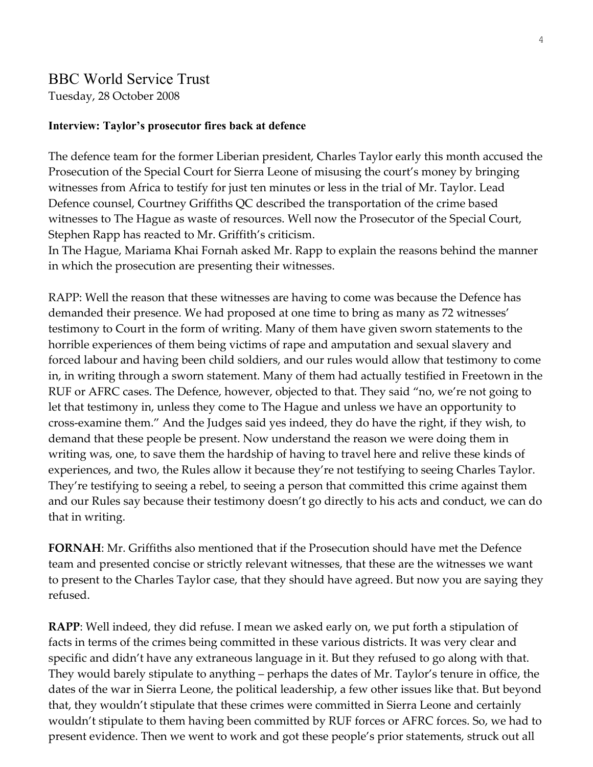# BBC World Service Trust

Tuesday, 28 October 2008

**Interview: Taylor's prosecutor fires back at defence**

The defence team for the former Liberian president, Charles Taylor early this month accused the Prosecution of the Special Court for Sierra Leone of misusing the court's money by bringing witnesses from Africa to testify for just ten minutes or less in the trial of Mr. Taylor. Lead Defence counsel, Courtney Griffiths QC described the transportation of the crime based witnesses to The Hague as waste of resources. Well now the Prosecutor of the Special Court, Stephen Rapp has reacted to Mr. Griffith's criticism.
In The Hague, Mariama Khai Fornah asked Mr. Rapp to explain the reasons behind the manner in which the prosecution are presenting their witnesses.

RAPP: Well the reason that these witnesses are having to come was because the Defence has demanded their presence. We had proposed at one time to bring as many as 72 witnesses' testimony to Court in the form of writing. Many of them have given sworn statements to the horrible experiences of them being victims of rape and amputation and sexual slavery and forced labour and having been child soldiers, and our rules would allow that testimony to come in, in writing through a sworn statement. Many of them had actually testified in Freetown in the RUF or AFRC cases. The Defence, however, objected to that. They said "no, we're not going to let that testimony in, unless they come to The Hague and unless we have an opportunity to cross-examine them." And the Judges said yes indeed, they do have the right, if they wish, to demand that these people be present. Now understand the reason we were doing them in writing was, one, to save them the hardship of having to travel here and relive these kinds of experiences, and two, the Rules allow it because they're not testifying to seeing Charles Taylor. They're testifying to seeing a rebel, to seeing a person that committed this crime against them and our Rules say because their testimony doesn't go directly to his acts and conduct, we can do that in writing.

**FORNAH**: Mr. Griffiths also mentioned that if the Prosecution should have met the Defence team and presented concise or strictly relevant witnesses, that these are the witnesses we want to present to the Charles Taylor case, that they should have agreed. But now you are saying they refused.

**RAPP**: Well indeed, they did refuse. I mean we asked early on, we put forth a stipulation of facts in terms of the crimes being committed in these various districts. It was very clear and specific and didn't have any extraneous language in it. But they refused to go along with that. They would barely stipulate to anything – perhaps the dates of Mr. Taylor's tenure in office, the dates of the war in Sierra Leone, the political leadership, a few other issues like that. But beyond that, they wouldn't stipulate that these crimes were committed in Sierra Leone and certainly wouldn't stipulate to them having been committed by RUF forces or AFRC forces. So, we had to present evidence. Then we went to work and got these people's prior statements, struck out all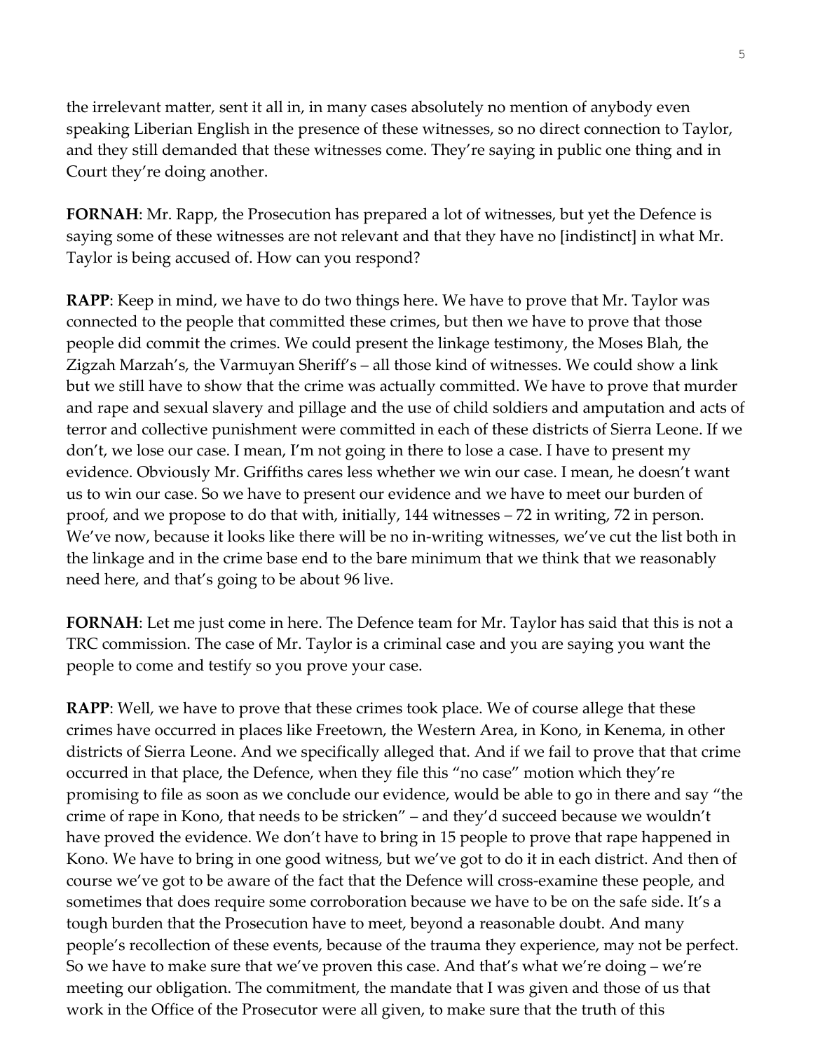the irrelevant matter, sent it all in, in many cases absolutely no mention of anybody even speaking Liberian English in the presence of these witnesses, so no direct connection to Taylor, and they still demanded that these witnesses come. They're saying in public one thing and in Court they're doing another.

**FORNAH**: Mr. Rapp, the Prosecution has prepared a lot of witnesses, but yet the Defence is saying some of these witnesses are not relevant and that they have no [indistinct] in what Mr. Taylor is being accused of. How can you respond?

**RAPP**: Keep in mind, we have to do two things here. We have to prove that Mr. Taylor was connected to the people that committed these crimes, but then we have to prove that those people did commit the crimes. We could present the linkage testimony, the Moses Blah, the Zigzah Marzah's, the Varmuyan Sheriff's – all those kind of witnesses. We could show a link but we still have to show that the crime was actually committed. We have to prove that murder and rape and sexual slavery and pillage and the use of child soldiers and amputation and acts of terror and collective punishment were committed in each of these districts of Sierra Leone. If we don't, we lose our case. I mean, I'm not going in there to lose a case. I have to present my evidence. Obviously Mr. Griffiths cares less whether we win our case. I mean, he doesn't want us to win our case. So we have to present our evidence and we have to meet our burden of proof, and we propose to do that with, initially, 144 witnesses – 72 in writing, 72 in person. We've now, because it looks like there will be no in-writing witnesses, we've cut the list both in the linkage and in the crime base end to the bare minimum that we think that we reasonably need here, and that's going to be about 96 live.

**FORNAH**: Let me just come in here. The Defence team for Mr. Taylor has said that this is not a TRC commission. The case of Mr. Taylor is a criminal case and you are saying you want the people to come and testify so you prove your case.

**RAPP**: Well, we have to prove that these crimes took place. We of course allege that these crimes have occurred in places like Freetown, the Western Area, in Kono, in Kenema, in other districts of Sierra Leone. And we specifically alleged that. And if we fail to prove that that crime occurred in that place, the Defence, when they file this "no case" motion which they're promising to file as soon as we conclude our evidence, would be able to go in there and say "the crime of rape in Kono, that needs to be stricken" – and they'd succeed because we wouldn't have proved the evidence. We don't have to bring in 15 people to prove that rape happened in Kono. We have to bring in one good witness, but we've got to do it in each district. And then of course we've got to be aware of the fact that the Defence will cross-examine these people, and sometimes that does require some corroboration because we have to be on the safe side. It's a tough burden that the Prosecution have to meet, beyond a reasonable doubt. And many people's recollection of these events, because of the trauma they experience, may not be perfect. So we have to make sure that we've proven this case. And that's what we're doing – we're meeting our obligation. The commitment, the mandate that I was given and those of us that work in the Office of the Prosecutor were all given, to make sure that the truth of this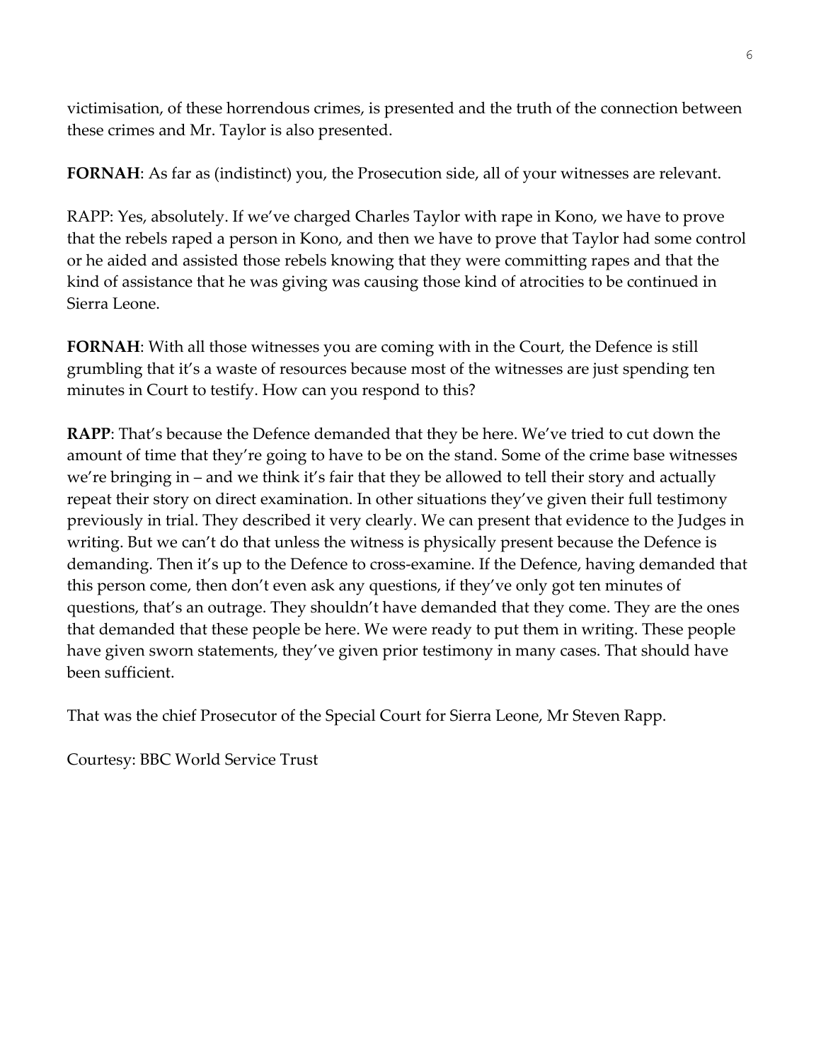victimisation, of these horrendous crimes, is presented and the truth of the connection between these crimes and Mr. Taylor is also presented.

**FORNAH**: As far as (indistinct) you, the Prosecution side, all of your witnesses are relevant.

RAPP: Yes, absolutely. If we've charged Charles Taylor with rape in Kono, we have to prove that the rebels raped a person in Kono, and then we have to prove that Taylor had some control or he aided and assisted those rebels knowing that they were committing rapes and that the kind of assistance that he was giving was causing those kind of atrocities to be continued in Sierra Leone.

**FORNAH**: With all those witnesses you are coming with in the Court, the Defence is still grumbling that it's a waste of resources because most of the witnesses are just spending ten minutes in Court to testify. How can you respond to this?

**RAPP**: That's because the Defence demanded that they be here. We've tried to cut down the amount of time that they're going to have to be on the stand. Some of the crime base witnesses we're bringing in – and we think it's fair that they be allowed to tell their story and actually repeat their story on direct examination. In other situations they've given their full testimony previously in trial. They described it very clearly. We can present that evidence to the Judges in writing. But we can't do that unless the witness is physically present because the Defence is demanding. Then it's up to the Defence to cross-examine. If the Defence, having demanded that this person come, then don't even ask any questions, if they've only got ten minutes of questions, that's an outrage. They shouldn't have demanded that they come. They are the ones that demanded that these people be here. We were ready to put them in writing. These people have given sworn statements, they've given prior testimony in many cases. That should have been sufficient.

That was the chief Prosecutor of the Special Court for Sierra Leone, Mr Steven Rapp.

Courtesy: BBC World Service Trust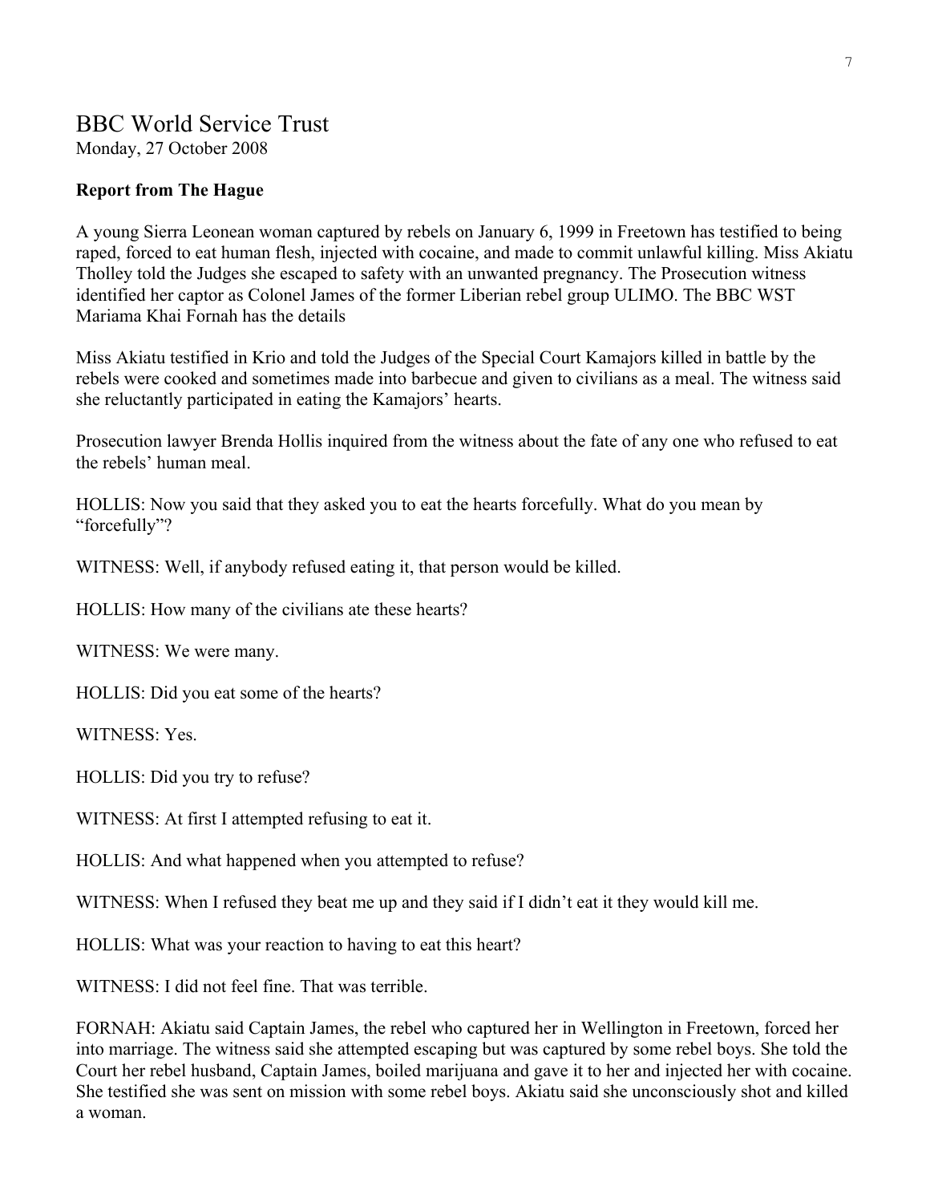# BBC World Service Trust

Monday, 27 October 2008

**Report from The Hague**

A young Sierra Leonean woman captured by rebels on January 6, 1999 in Freetown has testified to being raped, forced to eat human flesh, injected with cocaine, and made to commit unlawful killing. Miss Akiatu Tholley told the Judges she escaped to safety with an unwanted pregnancy. The Prosecution witness identified her captor as Colonel James of the former Liberian rebel group ULIMO. The BBC WST Mariama Khai Fornah has the details

Miss Akiatu testified in Krio and told the Judges of the Special Court Kamajors killed in battle by the rebels were cooked and sometimes made into barbecue and given to civilians as a meal. The witness said she reluctantly participated in eating the Kamajors' hearts.

Prosecution lawyer Brenda Hollis inquired from the witness about the fate of any one who refused to eat the rebels' human meal.

HOLLIS: Now you said that they asked you to eat the hearts forcefully. What do you mean by "forcefully"?

WITNESS: Well, if anybody refused eating it, that person would be killed.

HOLLIS: How many of the civilians ate these hearts?

WITNESS: We were many.

HOLLIS: Did you eat some of the hearts?

WITNESS: Yes.

HOLLIS: Did you try to refuse?

WITNESS: At first I attempted refusing to eat it.

HOLLIS: And what happened when you attempted to refuse?

WITNESS: When I refused they beat me up and they said if I didn't eat it they would kill me.

HOLLIS: What was your reaction to having to eat this heart?

WITNESS: I did not feel fine. That was terrible.

FORNAH: Akiatu said Captain James, the rebel who captured her in Wellington in Freetown, forced her into marriage. The witness said she attempted escaping but was captured by some rebel boys. She told the Court her rebel husband, Captain James, boiled marijuana and gave it to her and injected her with cocaine. She testified she was sent on mission with some rebel boys. Akiatu said she unconsciously shot and killed a woman.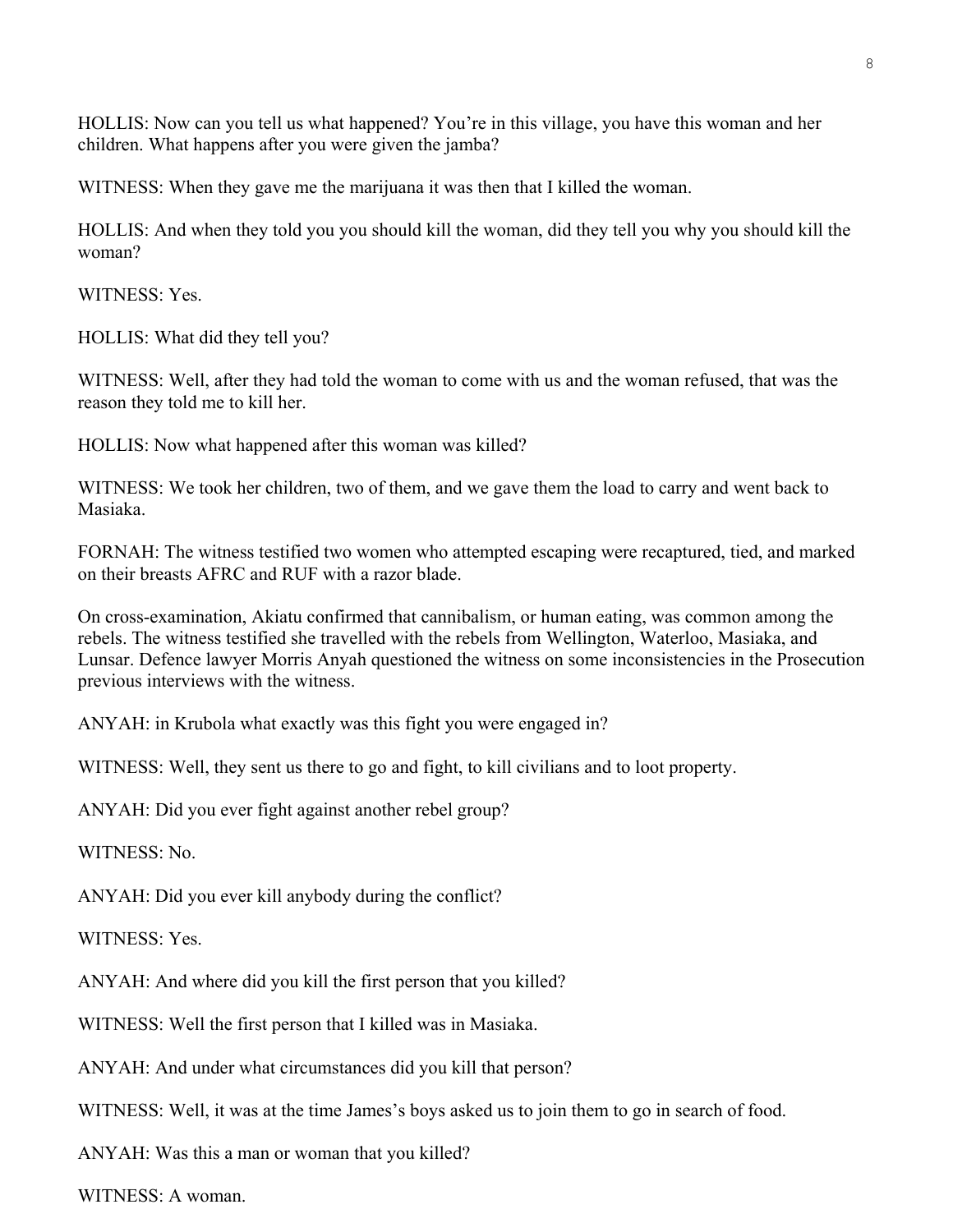HOLLIS: Now can you tell us what happened? You're in this village, you have this woman and her children. What happens after you were given the jamba?

WITNESS: When they gave me the marijuana it was then that I killed the woman.

HOLLIS: And when they told you you should kill the woman, did they tell you why you should kill the woman?

WITNESS: Yes.

HOLLIS: What did they tell you?

WITNESS: Well, after they had told the woman to come with us and the woman refused, that was the reason they told me to kill her.

HOLLIS: Now what happened after this woman was killed?

WITNESS: We took her children, two of them, and we gave them the load to carry and went back to Masiaka.

FORNAH: The witness testified two women who attempted escaping were recaptured, tied, and marked on their breasts AFRC and RUF with a razor blade.

On cross-examination, Akiatu confirmed that cannibalism, or human eating, was common among the rebels. The witness testified she travelled with the rebels from Wellington, Waterloo, Masiaka, and Lunsar. Defence lawyer Morris Anyah questioned the witness on some inconsistencies in the Prosecution previous interviews with the witness.

ANYAH: in Krubola what exactly was this fight you were engaged in?

WITNESS: Well, they sent us there to go and fight, to kill civilians and to loot property.

ANYAH: Did you ever fight against another rebel group?

WITNESS: No.

ANYAH: Did you ever kill anybody during the conflict?

WITNESS: Yes.

ANYAH: And where did you kill the first person that you killed?

WITNESS: Well the first person that I killed was in Masiaka.

ANYAH: And under what circumstances did you kill that person?

WITNESS: Well, it was at the time James's boys asked us to join them to go in search of food.

ANYAH: Was this a man or woman that you killed?

WITNESS: A woman.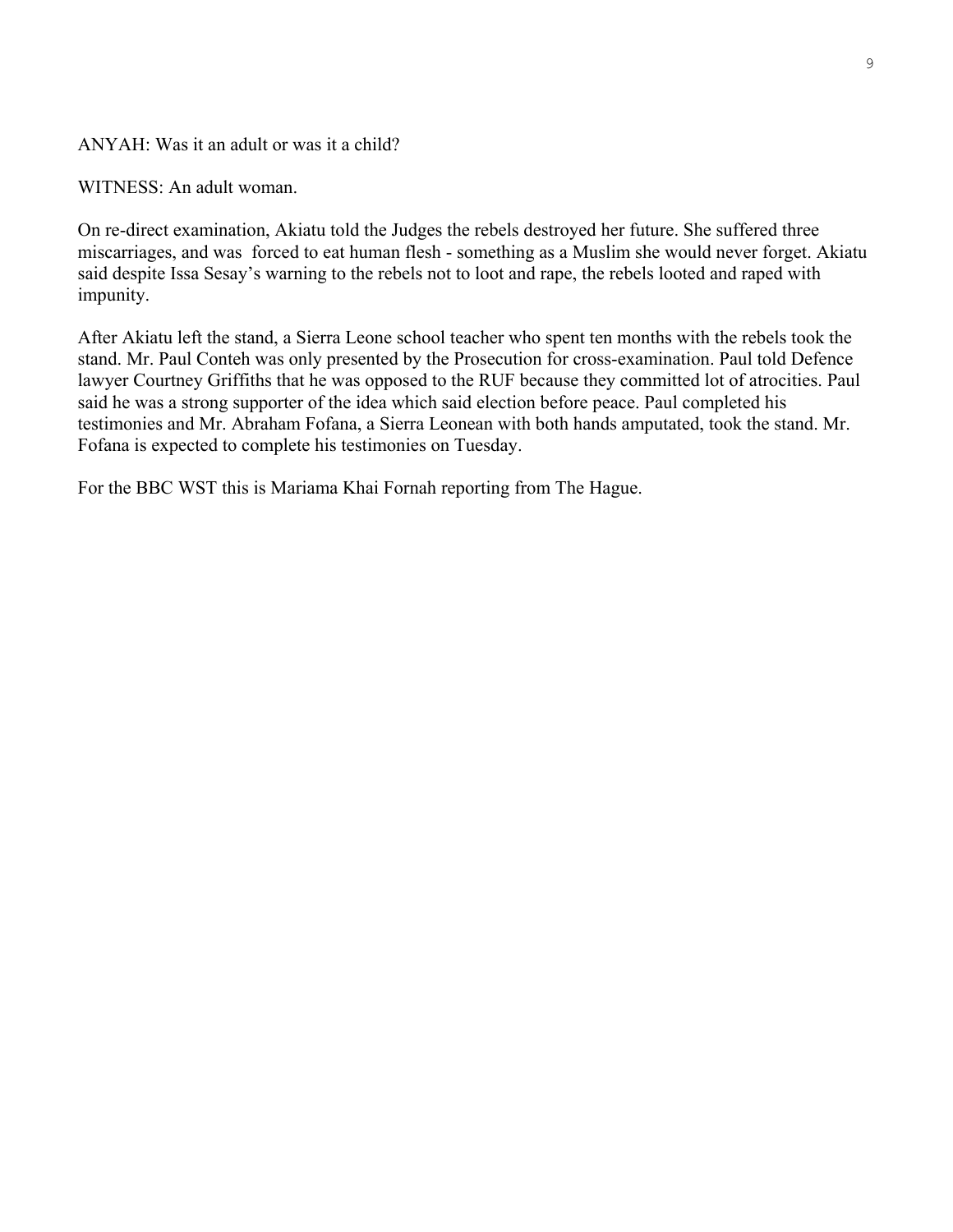ANYAH: Was it an adult or was it a child?

WITNESS: An adult woman.

On re-direct examination, Akiatu told the Judges the rebels destroyed her future. She suffered three miscarriages, and was forced to eat human flesh - something as a Muslim she would never forget. Akiatu said despite Issa Sesay's warning to the rebels not to loot and rape, the rebels looted and raped with impunity.

After Akiatu left the stand, a Sierra Leone school teacher who spent ten months with the rebels took the stand. Mr. Paul Conteh was only presented by the Prosecution for cross-examination. Paul told Defence lawyer Courtney Griffiths that he was opposed to the RUF because they committed lot of atrocities. Paul said he was a strong supporter of the idea which said election before peace. Paul completed his testimonies and Mr. Abraham Fofana, a Sierra Leonean with both hands amputated, took the stand. Mr. Fofana is expected to complete his testimonies on Tuesday.

For the BBC WST this is Mariama Khai Fornah reporting from The Hague.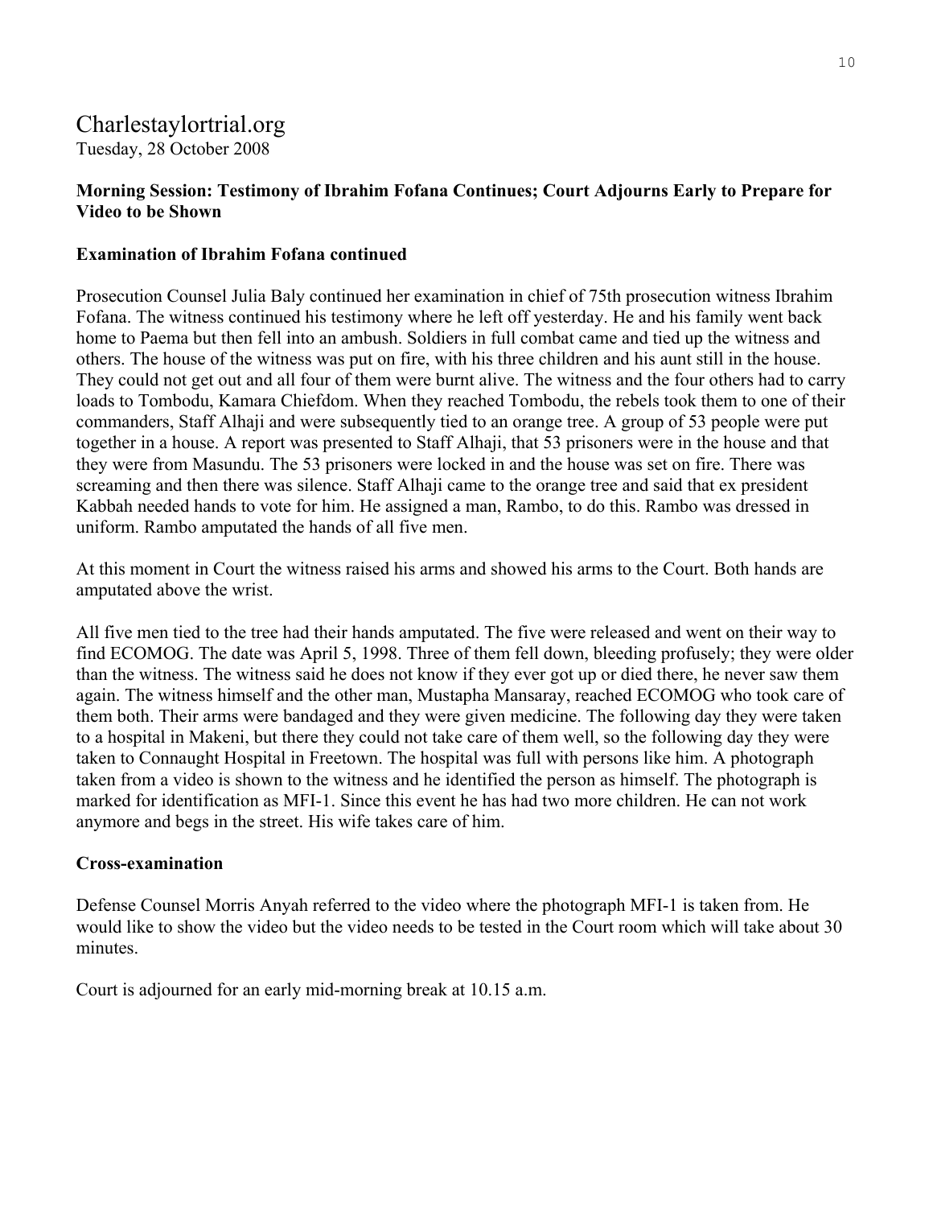Charlestaylortrial.org
Tuesday, 28 October 2008

**Morning Session: Testimony of Ibrahim Fofana Continues; Court Adjourns Early to Prepare for Video to be Shown**

**Examination of Ibrahim Fofana continued**

Prosecution Counsel Julia Baly continued her examination in chief of 75th prosecution witness Ibrahim Fofana. The witness continued his testimony where he left off yesterday. He and his family went back home to Paema but then fell into an ambush. Soldiers in full combat came and tied up the witness and others. The house of the witness was put on fire, with his three children and his aunt still in the house. They could not get out and all four of them were burnt alive. The witness and the four others had to carry loads to Tombodu, Kamara Chiefdom. When they reached Tombodu, the rebels took them to one of their commanders, Staff Alhaji and were subsequently tied to an orange tree. A group of 53 people were put together in a house. A report was presented to Staff Alhaji, that 53 prisoners were in the house and that they were from Masundu. The 53 prisoners were locked in and the house was set on fire. There was screaming and then there was silence. Staff Alhaji came to the orange tree and said that ex president Kabbah needed hands to vote for him. He assigned a man, Rambo, to do this. Rambo was dressed in uniform. Rambo amputated the hands of all five men.

At this moment in Court the witness raised his arms and showed his arms to the Court. Both hands are amputated above the wrist.

All five men tied to the tree had their hands amputated. The five were released and went on their way to find ECOMOG. The date was April 5, 1998. Three of them fell down, bleeding profusely; they were older than the witness. The witness said he does not know if they ever got up or died there, he never saw them again. The witness himself and the other man, Mustapha Mansaray, reached ECOMOG who took care of them both. Their arms were bandaged and they were given medicine. The following day they were taken to a hospital in Makeni, but there they could not take care of them well, so the following day they were taken to Connaught Hospital in Freetown. The hospital was full with persons like him. A photograph taken from a video is shown to the witness and he identified the person as himself. The photograph is marked for identification as MFI-1. Since this event he has had two more children. He can not work anymore and begs in the street. His wife takes care of him.

**Cross-examination**

Defense Counsel Morris Anyah referred to the video where the photograph MFI-1 is taken from. He would like to show the video but the video needs to be tested in the Court room which will take about 30 minutes.

Court is adjourned for an early mid-morning break at 10.15 a.m.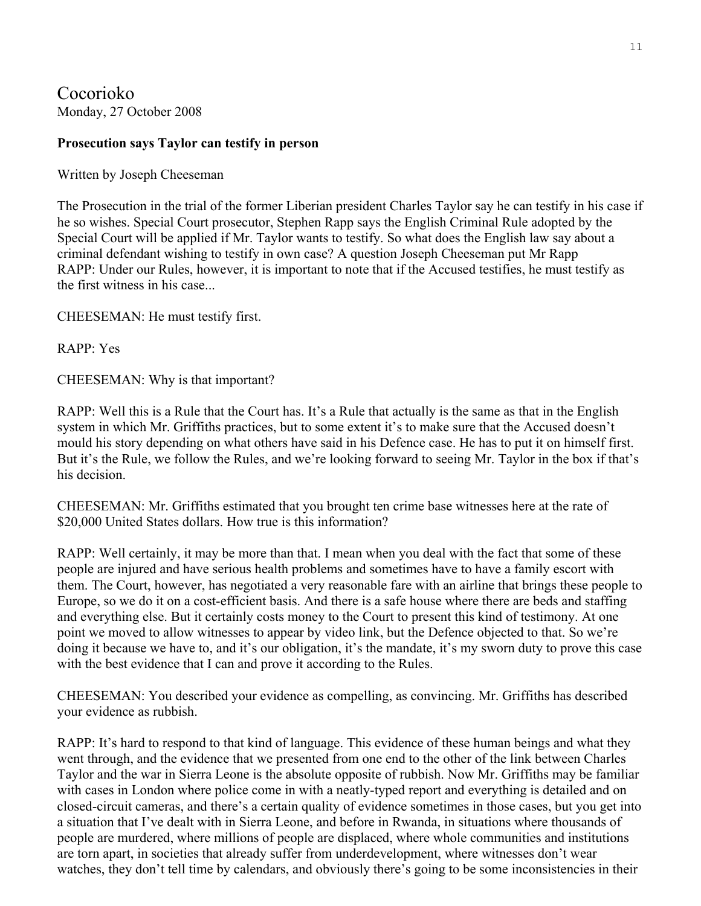Cocorioko
Monday, 27 October 2008

**Prosecution says Taylor can testify in person**

Written by Joseph Cheeseman

The Prosecution in the trial of the former Liberian president Charles Taylor say he can testify in his case if he so wishes. Special Court prosecutor, Stephen Rapp says the English Criminal Rule adopted by the Special Court will be applied if Mr. Taylor wants to testify. So what does the English law say about a criminal defendant wishing to testify in own case? A question Joseph Cheeseman put Mr Rapp
RAPP: Under our Rules, however, it is important to note that if the Accused testifies, he must testify as the first witness in his case...

CHEESEMAN: He must testify first.

RAPP: Yes

CHEESEMAN: Why is that important?

RAPP: Well this is a Rule that the Court has. It's a Rule that actually is the same as that in the English system in which Mr. Griffiths practices, but to some extent it's to make sure that the Accused doesn't mould his story depending on what others have said in his Defence case. He has to put it on himself first. But it's the Rule, we follow the Rules, and we're looking forward to seeing Mr. Taylor in the box if that's his decision.

CHEESEMAN: Mr. Griffiths estimated that you brought ten crime base witnesses here at the rate of $20,000 United States dollars. How true is this information?

RAPP: Well certainly, it may be more than that. I mean when you deal with the fact that some of these people are injured and have serious health problems and sometimes have to have a family escort with them. The Court, however, has negotiated a very reasonable fare with an airline that brings these people to Europe, so we do it on a cost-efficient basis. And there is a safe house where there are beds and staffing and everything else. But it certainly costs money to the Court to present this kind of testimony. At one point we moved to allow witnesses to appear by video link, but the Defence objected to that. So we're doing it because we have to, and it's our obligation, it's the mandate, it's my sworn duty to prove this case with the best evidence that I can and prove it according to the Rules.

CHEESEMAN: You described your evidence as compelling, as convincing. Mr. Griffiths has described your evidence as rubbish.

RAPP: It's hard to respond to that kind of language. This evidence of these human beings and what they went through, and the evidence that we presented from one end to the other of the link between Charles Taylor and the war in Sierra Leone is the absolute opposite of rubbish. Now Mr. Griffiths may be familiar with cases in London where police come in with a neatly-typed report and everything is detailed and on closed-circuit cameras, and there's a certain quality of evidence sometimes in those cases, but you get into a situation that I've dealt with in Sierra Leone, and before in Rwanda, in situations where thousands of people are murdered, where millions of people are displaced, where whole communities and institutions are torn apart, in societies that already suffer from underdevelopment, where witnesses don't wear watches, they don't tell time by calendars, and obviously there's going to be some inconsistencies in their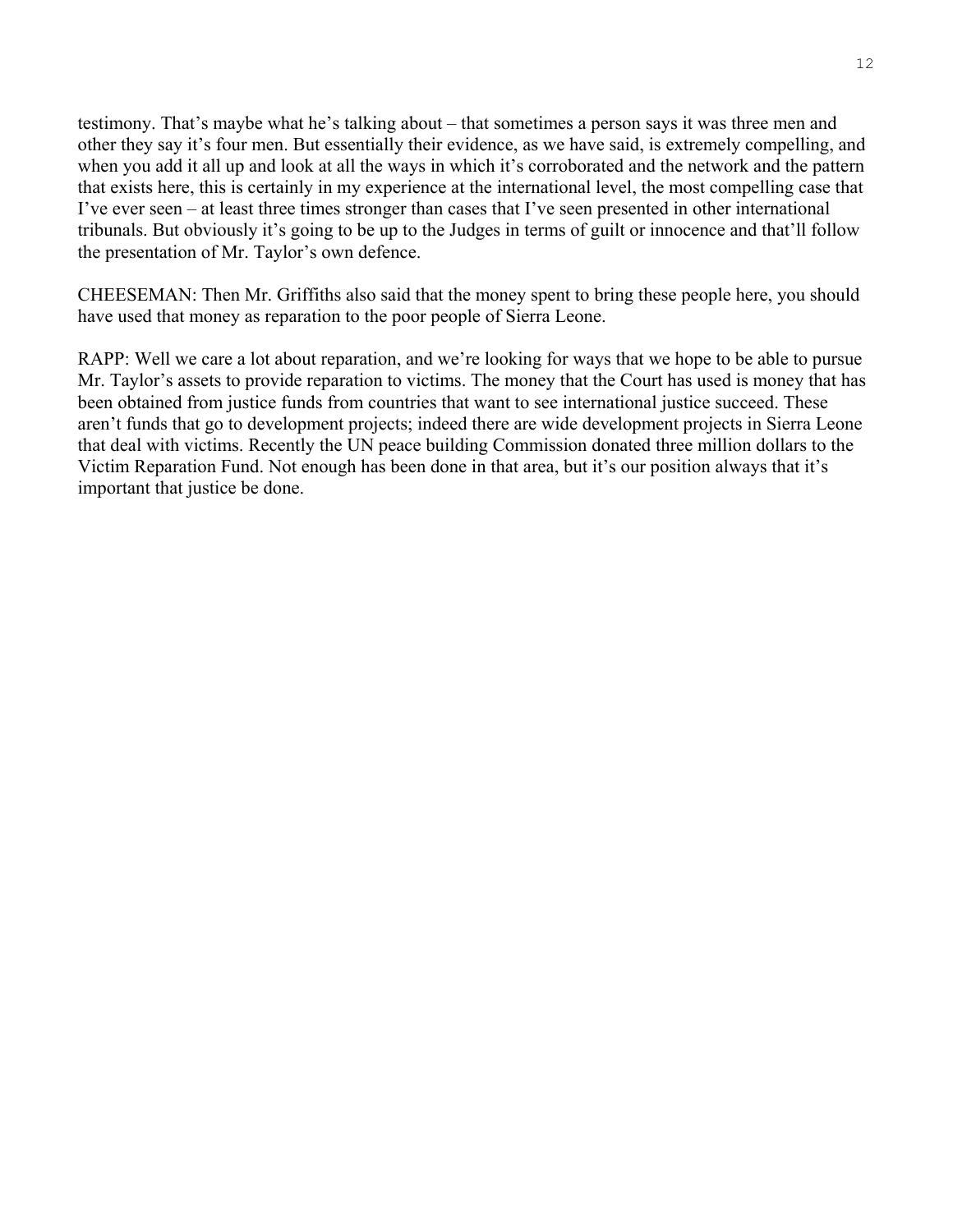testimony. That's maybe what he's talking about – that sometimes a person says it was three men and other they say it's four men. But essentially their evidence, as we have said, is extremely compelling, and when you add it all up and look at all the ways in which it's corroborated and the network and the pattern that exists here, this is certainly in my experience at the international level, the most compelling case that I've ever seen – at least three times stronger than cases that I've seen presented in other international tribunals. But obviously it's going to be up to the Judges in terms of guilt or innocence and that'll follow the presentation of Mr. Taylor's own defence.

CHEESEMAN: Then Mr. Griffiths also said that the money spent to bring these people here, you should have used that money as reparation to the poor people of Sierra Leone.

RAPP: Well we care a lot about reparation, and we're looking for ways that we hope to be able to pursue Mr. Taylor's assets to provide reparation to victims. The money that the Court has used is money that has been obtained from justice funds from countries that want to see international justice succeed. These aren't funds that go to development projects; indeed there are wide development projects in Sierra Leone that deal with victims. Recently the UN peace building Commission donated three million dollars to the Victim Reparation Fund. Not enough has been done in that area, but it's our position always that it's important that justice be done.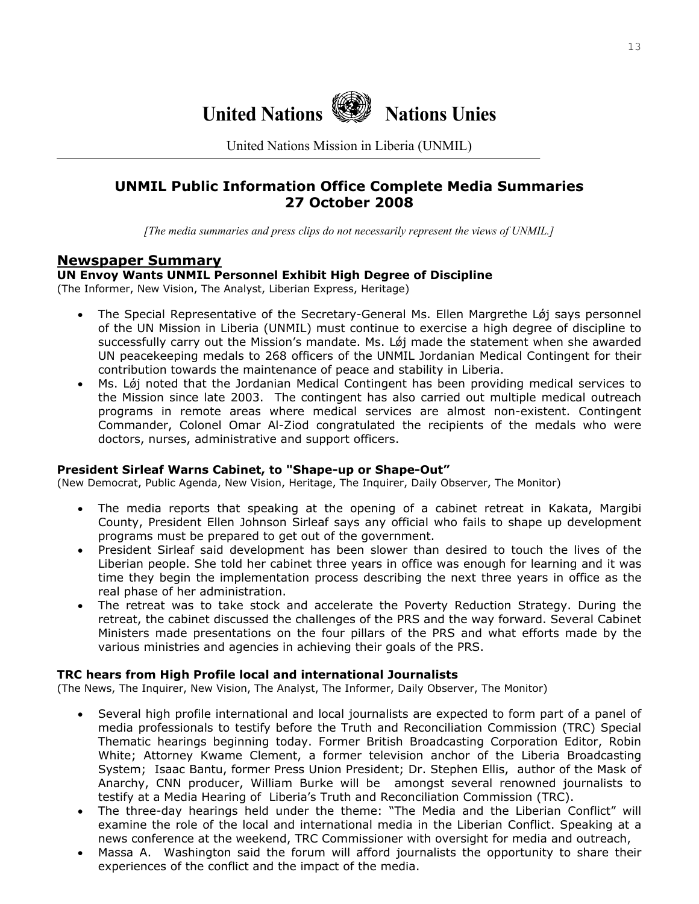# United Nations Nations Unies

United Nations Mission in Liberia (UNMIL)

## UNMIL Public Information Office Complete Media Summaries 27 October 2008

*[The media summaries and press clips do not necessarily represent the views of UNMIL.]*

## Newspaper Summary

**UN Envoy Wants UNMIL Personnel Exhibit High Degree of Discipline**
(The Informer, New Vision, The Analyst, Liberian Express, Heritage)

- The Special Representative of the Secretary-General Ms. Ellen Margrethe Lǿj says personnel of the UN Mission in Liberia (UNMIL) must continue to exercise a high degree of discipline to successfully carry out the Mission's mandate. Ms. Lǿj made the statement when she awarded UN peacekeeping medals to 268 officers of the UNMIL Jordanian Medical Contingent for their contribution towards the maintenance of peace and stability in Liberia.
- Ms. Lǿj noted that the Jordanian Medical Contingent has been providing medical services to the Mission since late 2003. The contingent has also carried out multiple medical outreach programs in remote areas where medical services are almost non-existent. Contingent Commander, Colonel Omar Al-Ziod congratulated the recipients of the medals who were doctors, nurses, administrative and support officers.

**President Sirleaf Warns Cabinet, to "Shape-up or Shape-Out"**
(New Democrat, Public Agenda, New Vision, Heritage, The Inquirer, Daily Observer, The Monitor)

- The media reports that speaking at the opening of a cabinet retreat in Kakata, Margibi County, President Ellen Johnson Sirleaf says any official who fails to shape up development programs must be prepared to get out of the government.
- President Sirleaf said development has been slower than desired to touch the lives of the Liberian people. She told her cabinet three years in office was enough for learning and it was time they begin the implementation process describing the next three years in office as the real phase of her administration.
- The retreat was to take stock and accelerate the Poverty Reduction Strategy. During the retreat, the cabinet discussed the challenges of the PRS and the way forward. Several Cabinet Ministers made presentations on the four pillars of the PRS and what efforts made by the various ministries and agencies in achieving their goals of the PRS.

**TRC hears from High Profile local and international Journalists**
(The News, The Inquirer, New Vision, The Analyst, The Informer, Daily Observer, The Monitor)

- Several high profile international and local journalists are expected to form part of a panel of media professionals to testify before the Truth and Reconciliation Commission (TRC) Special Thematic hearings beginning today. Former British Broadcasting Corporation Editor, Robin White; Attorney Kwame Clement, a former television anchor of the Liberia Broadcasting System; Isaac Bantu, former Press Union President; Dr. Stephen Ellis, author of the Mask of Anarchy, CNN producer, William Burke will be amongst several renowned journalists to testify at a Media Hearing of Liberia's Truth and Reconciliation Commission (TRC).
- The three-day hearings held under the theme: "The Media and the Liberian Conflict" will examine the role of the local and international media in the Liberian Conflict. Speaking at a news conference at the weekend, TRC Commissioner with oversight for media and outreach,
- Massa A. Washington said the forum will afford journalists the opportunity to share their experiences of the conflict and the impact of the media.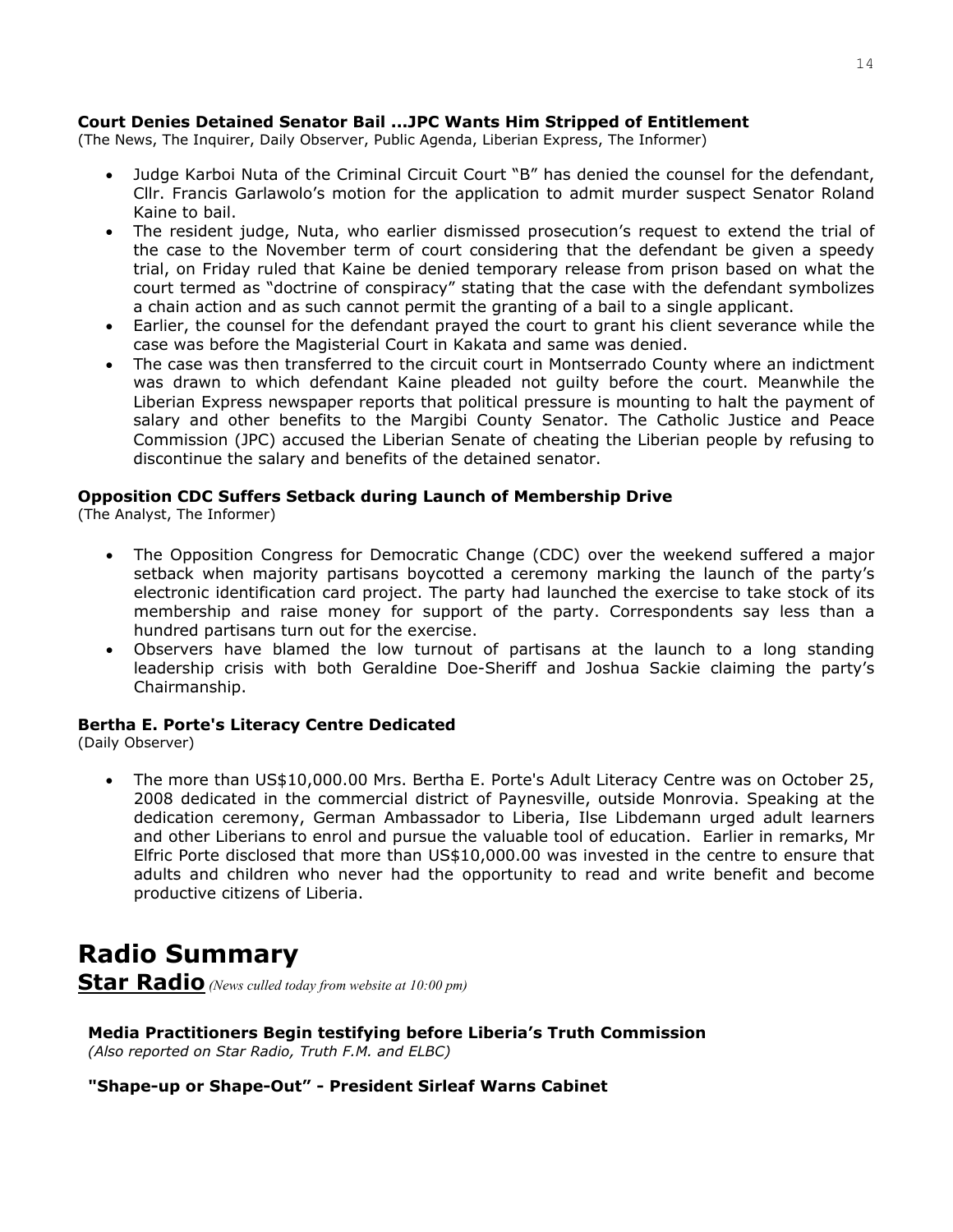### Court Denies Detained Senator Bail ...JPC Wants Him Stripped of Entitlement

(The News, The Inquirer, Daily Observer, Public Agenda, Liberian Express, The Informer)

- Judge Karboi Nuta of the Criminal Circuit Court "B" has denied the counsel for the defendant, Cllr. Francis Garlawolo's motion for the application to admit murder suspect Senator Roland Kaine to bail.
- The resident judge, Nuta, who earlier dismissed prosecution's request to extend the trial of the case to the November term of court considering that the defendant be given a speedy trial, on Friday ruled that Kaine be denied temporary release from prison based on what the court termed as "doctrine of conspiracy" stating that the case with the defendant symbolizes a chain action and as such cannot permit the granting of a bail to a single applicant.
- Earlier, the counsel for the defendant prayed the court to grant his client severance while the case was before the Magisterial Court in Kakata and same was denied.
- The case was then transferred to the circuit court in Montserrado County where an indictment was drawn to which defendant Kaine pleaded not guilty before the court. Meanwhile the Liberian Express newspaper reports that political pressure is mounting to halt the payment of salary and other benefits to the Margibi County Senator. The Catholic Justice and Peace Commission (JPC) accused the Liberian Senate of cheating the Liberian people by refusing to discontinue the salary and benefits of the detained senator.

### Opposition CDC Suffers Setback during Launch of Membership Drive

(The Analyst, The Informer)

- The Opposition Congress for Democratic Change (CDC) over the weekend suffered a major setback when majority partisans boycotted a ceremony marking the launch of the party's electronic identification card project. The party had launched the exercise to take stock of its membership and raise money for support of the party. Correspondents say less than a hundred partisans turn out for the exercise.
- Observers have blamed the low turnout of partisans at the launch to a long standing leadership crisis with both Geraldine Doe-Sheriff and Joshua Sackie claiming the party's Chairmanship.

### Bertha E. Porte's Literacy Centre Dedicated

(Daily Observer)

- The more than US$10,000.00 Mrs. Bertha E. Porte's Adult Literacy Centre was on October 25, 2008 dedicated in the commercial district of Paynesville, outside Monrovia. Speaking at the dedication ceremony, German Ambassador to Liberia, Ilse Libdemann urged adult learners and other Liberians to enrol and pursue the valuable tool of education. Earlier in remarks, Mr Elfric Porte disclosed that more than US$10,000.00 was invested in the centre to ensure that adults and children who never had the opportunity to read and write benefit and become productive citizens of Liberia.

# Radio Summary

## Star Radio *(News culled today from website at 10:00 pm)*

### Media Practitioners Begin testifying before Liberia's Truth Commission

*(Also reported on Star Radio, Truth F.M. and ELBC)*

### "Shape-up or Shape-Out" - President Sirleaf Warns Cabinet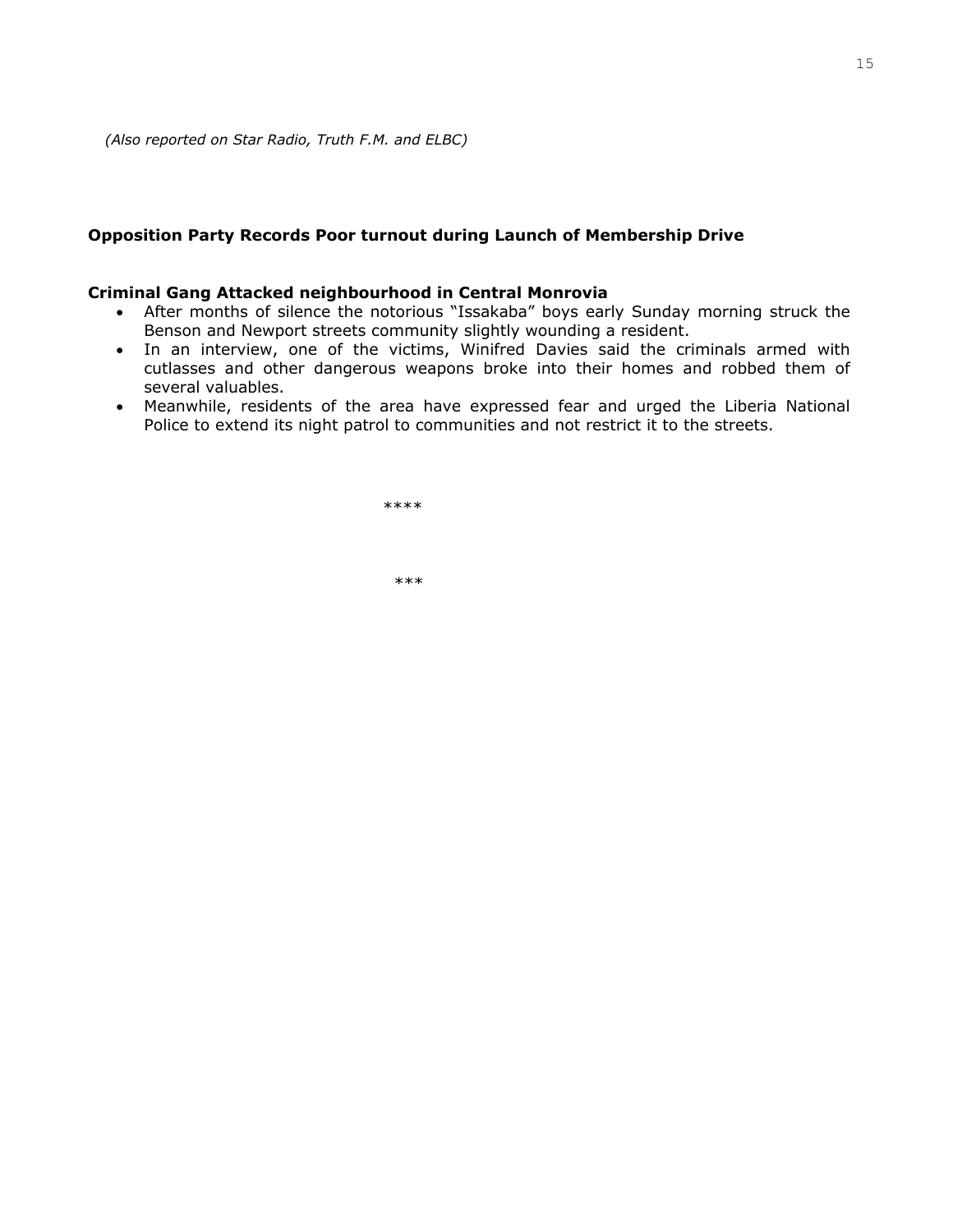*(Also reported on Star Radio, Truth F.M. and ELBC)*

**Opposition Party Records Poor turnout during Launch of Membership Drive**

**Criminal Gang Attacked neighbourhood in Central Monrovia**

- After months of silence the notorious "Issakaba" boys early Sunday morning struck the Benson and Newport streets community slightly wounding a resident.
- In an interview, one of the victims, Winifred Davies said the criminals armed with cutlasses and other dangerous weapons broke into their homes and robbed them of several valuables.
- Meanwhile, residents of the area have expressed fear and urged the Liberia National Police to extend its night patrol to communities and not restrict it to the streets.

****

***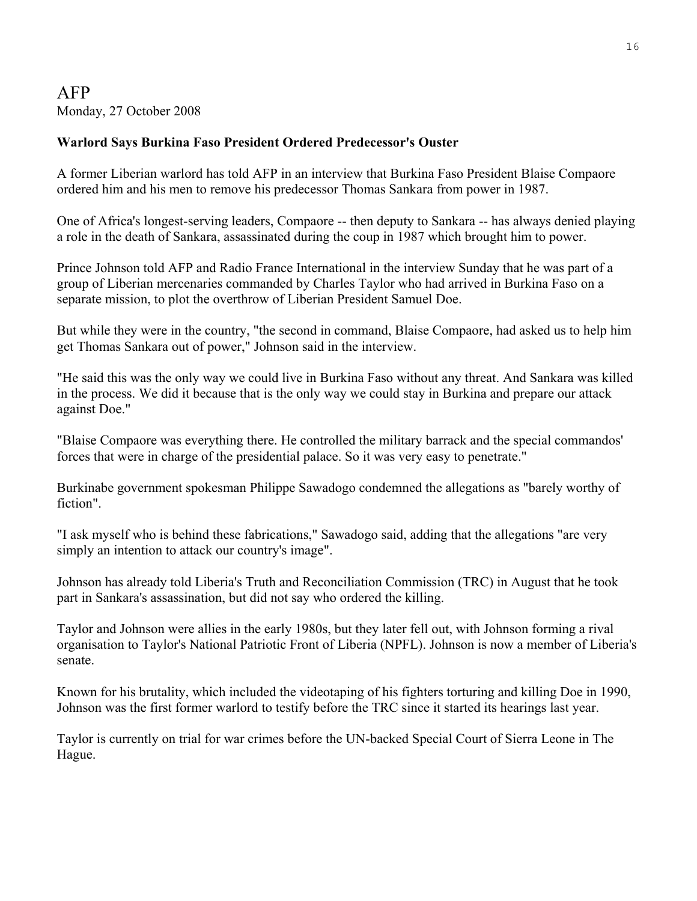# AFP

Monday, 27 October 2008

**Warlord Says Burkina Faso President Ordered Predecessor's Ouster**

A former Liberian warlord has told AFP in an interview that Burkina Faso President Blaise Compaore ordered him and his men to remove his predecessor Thomas Sankara from power in 1987.

One of Africa's longest-serving leaders, Compaore -- then deputy to Sankara -- has always denied playing a role in the death of Sankara, assassinated during the coup in 1987 which brought him to power.

Prince Johnson told AFP and Radio France International in the interview Sunday that he was part of a group of Liberian mercenaries commanded by Charles Taylor who had arrived in Burkina Faso on a separate mission, to plot the overthrow of Liberian President Samuel Doe.

But while they were in the country, "the second in command, Blaise Compaore, had asked us to help him get Thomas Sankara out of power," Johnson said in the interview.

"He said this was the only way we could live in Burkina Faso without any threat. And Sankara was killed in the process. We did it because that is the only way we could stay in Burkina and prepare our attack against Doe."

"Blaise Compaore was everything there. He controlled the military barrack and the special commandos' forces that were in charge of the presidential palace. So it was very easy to penetrate."

Burkinabe government spokesman Philippe Sawadogo condemned the allegations as "barely worthy of fiction".

"I ask myself who is behind these fabrications," Sawadogo said, adding that the allegations "are very simply an intention to attack our country's image".

Johnson has already told Liberia's Truth and Reconciliation Commission (TRC) in August that he took part in Sankara's assassination, but did not say who ordered the killing.

Taylor and Johnson were allies in the early 1980s, but they later fell out, with Johnson forming a rival organisation to Taylor's National Patriotic Front of Liberia (NPFL). Johnson is now a member of Liberia's senate.

Known for his brutality, which included the videotaping of his fighters torturing and killing Doe in 1990, Johnson was the first former warlord to testify before the TRC since it started its hearings last year.

Taylor is currently on trial for war crimes before the UN-backed Special Court of Sierra Leone in The Hague.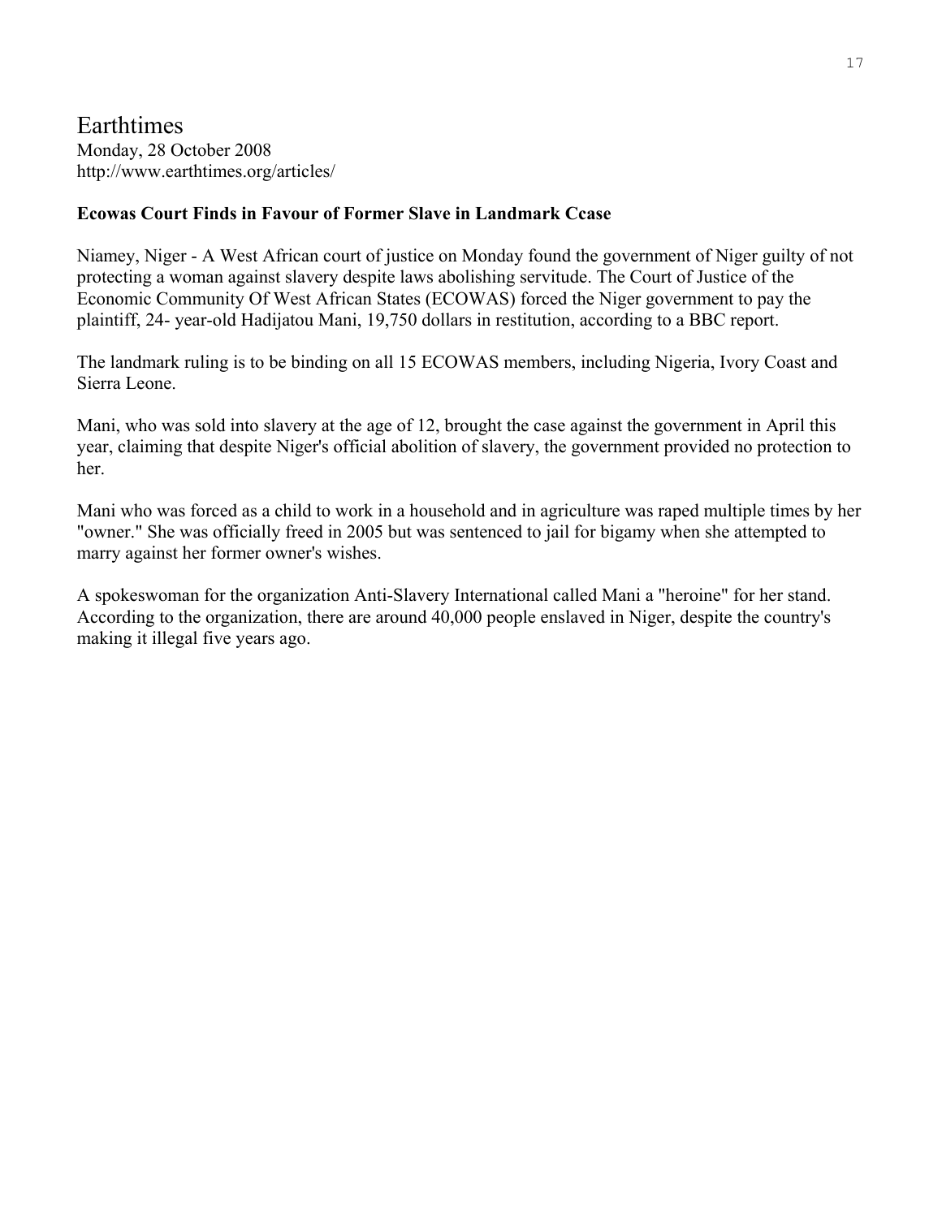# Earthtimes

Monday, 28 October 2008
http://www.earthtimes.org/articles/

**Ecowas Court Finds in Favour of Former Slave in Landmark Ccase**

Niamey, Niger - A West African court of justice on Monday found the government of Niger guilty of not protecting a woman against slavery despite laws abolishing servitude. The Court of Justice of the Economic Community Of West African States (ECOWAS) forced the Niger government to pay the plaintiff, 24- year-old Hadijatou Mani, 19,750 dollars in restitution, according to a BBC report.

The landmark ruling is to be binding on all 15 ECOWAS members, including Nigeria, Ivory Coast and Sierra Leone.

Mani, who was sold into slavery at the age of 12, brought the case against the government in April this year, claiming that despite Niger's official abolition of slavery, the government provided no protection to her.

Mani who was forced as a child to work in a household and in agriculture was raped multiple times by her "owner." She was officially freed in 2005 but was sentenced to jail for bigamy when she attempted to marry against her former owner's wishes.

A spokeswoman for the organization Anti-Slavery International called Mani a "heroine" for her stand. According to the organization, there are around 40,000 people enslaved in Niger, despite the country's making it illegal five years ago.